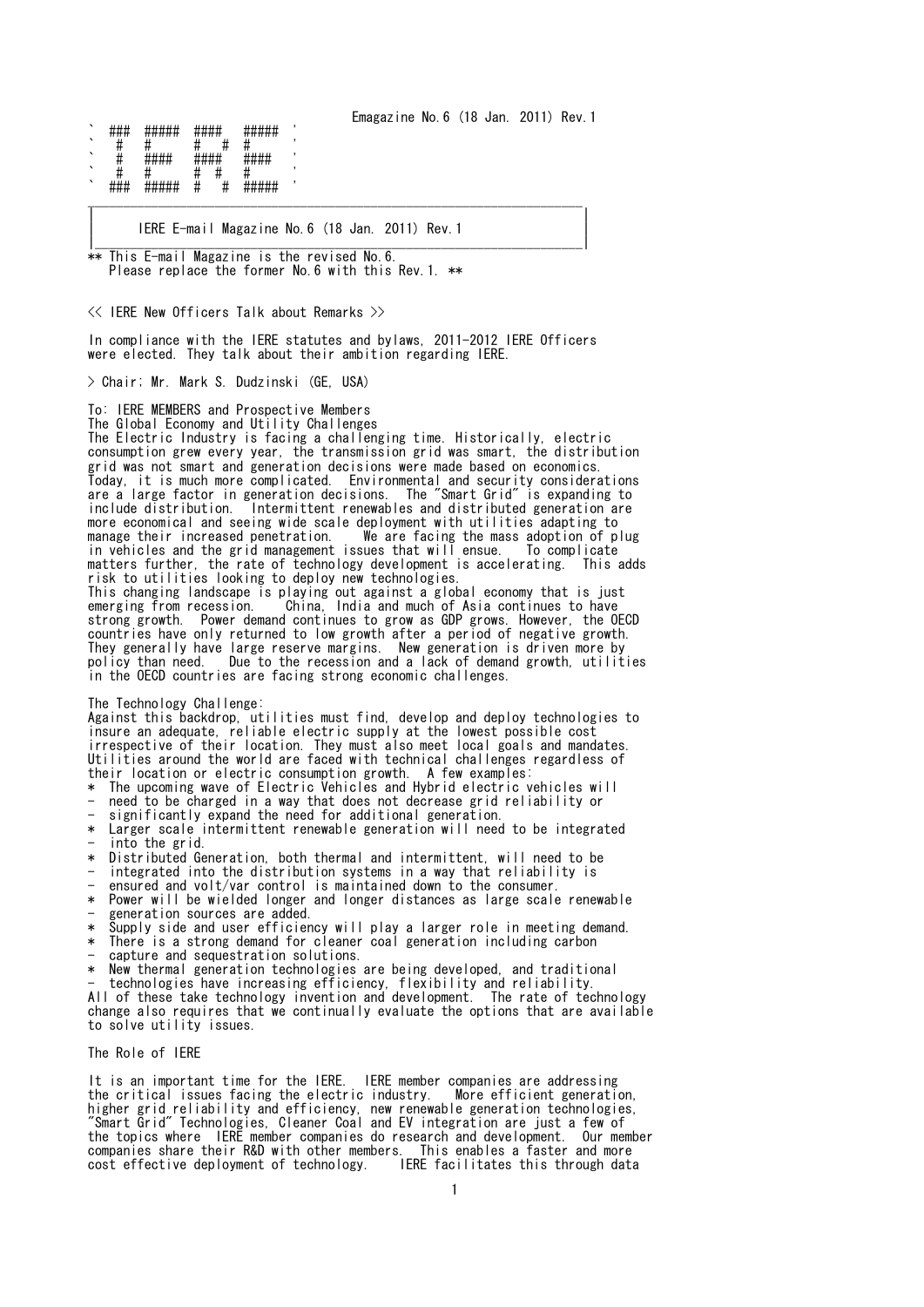Emagazine No.6 (18 Jan. 2011) Rev.1

```
`  ###  #####  ####   #####  '
`   #   #      #   #  #      '
`   #   ####   ####   ####   '
`   #   #      #  #   #      '
`  ###  #####  #   #  #####  '
```

# IERE E-mail Magazine No.6 (18 Jan. 2011) Rev.1

** This E-mail Magazine is the revised No.6.
Please replace the former No.6 with this Rev.1. **

## << IERE New Officers Talk about Remarks >>

In compliance with the IERE statutes and bylaws, 2011-2012 IERE Officers were elected. They talk about their ambition regarding IERE.

> Chair; Mr. Mark S. Dudzinski (GE, USA)

To: IERE MEMBERS and Prospective Members

The Global Economy and Utility Challenges

The Electric Industry is facing a challenging time. Historically, electric consumption grew every year, the transmission grid was smart, the distribution grid was not smart and generation decisions were made based on economics. Today, it is much more complicated. Environmental and security considerations are a large factor in generation decisions. The "Smart Grid" is expanding to include distribution. Intermittent renewables and distributed generation are more economical and seeing wide scale deployment with utilities adapting to manage their increased penetration. We are facing the mass adoption of plug in vehicles and the grid management issues that will ensue. To complicate matters further, the rate of technology development is accelerating. This adds risk to utilities looking to deploy new technologies.

This changing landscape is playing out against a global economy that is just emerging from recession. China, India and much of Asia continues to have strong growth. Power demand continues to grow as GDP grows. However, the OECD countries have only returned to low growth after a period of negative growth. They generally have large reserve margins. New generation is driven more by policy than need. Due to the recession and a lack of demand growth, utilities in the OECD countries are facing strong economic challenges.

The Technology Challenge:

Against this backdrop, utilities must find, develop and deploy technologies to insure an adequate, reliable electric supply at the lowest possible cost irrespective of their location. They must also meet local goals and mandates. Utilities around the world are faced with technical challenges regardless of their location or electric consumption growth. A few examples:

* The upcoming wave of Electric Vehicles and Hybrid electric vehicles will need to be charged in a way that does not decrease grid reliability or significantly expand the need for additional generation.
* Larger scale intermittent renewable generation will need to be integrated into the grid.
* Distributed Generation, both thermal and intermittent, will need to be integrated into the distribution systems in a way that reliability is ensured and volt/var control is maintained down to the consumer.
* Power will be wielded longer and longer distances as large scale renewable generation sources are added.
* Supply side and user efficiency will play a larger role in meeting demand.
* There is a strong demand for cleaner coal generation including carbon capture and sequestration solutions.
* New thermal generation technologies are being developed, and traditional technologies have increasing efficiency, flexibility and reliability.

All of these take technology invention and development. The rate of technology change also requires that we continually evaluate the options that are available to solve utility issues.

The Role of IERE

It is an important time for the IERE. IERE member companies are addressing the critical issues facing the electric industry. More efficient generation, higher grid reliability and efficiency, new renewable generation technologies, "Smart Grid" Technologies, Cleaner Coal and EV integration are just a few of the topics where IERE member companies do research and development. Our member companies share their R&D with other members. This enables a faster and more cost effective deployment of technology. IERE facilitates this through data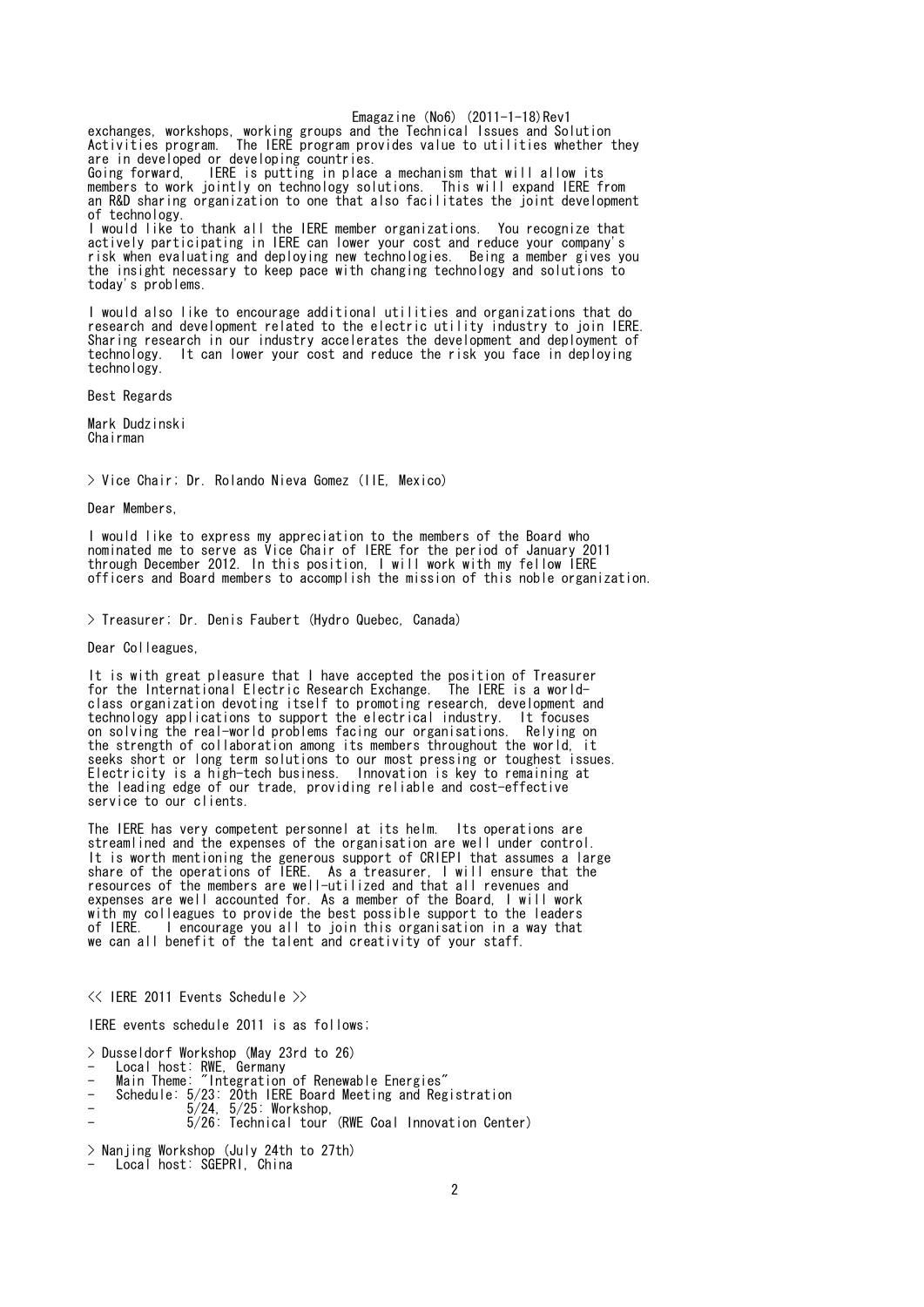exchanges, workshops, working groups and the Technical Issues and Solution Activities program. The IERE program provides value to utilities whether they are in developed or developing countries.
Going forward, IERE is putting in place a mechanism that will allow its members to work jointly on technology solutions. This will expand IERE from an R&D sharing organization to one that also facilitates the joint development of technology.
I would like to thank all the IERE member organizations. You recognize that actively participating in IERE can lower your cost and reduce your company's risk when evaluating and deploying new technologies. Being a member gives you the insight necessary to keep pace with changing technology and solutions to today's problems.

I would also like to encourage additional utilities and organizations that do research and development related to the electric utility industry to join IERE. Sharing research in our industry accelerates the development and deployment of technology. It can lower your cost and reduce the risk you face in deploying technology.

Best Regards

Mark Dudzinski
Chairman

> Vice Chair; Dr. Rolando Nieva Gomez (IIE, Mexico)

Dear Members,

I would like to express my appreciation to the members of the Board who nominated me to serve as Vice Chair of IERE for the period of January 2011 through December 2012. In this position, I will work with my fellow IERE officers and Board members to accomplish the mission of this noble organization.

> Treasurer; Dr. Denis Faubert (Hydro Quebec, Canada)

Dear Colleagues,

It is with great pleasure that I have accepted the position of Treasurer for the International Electric Research Exchange. The IERE is a world-class organization devoting itself to promoting research, development and technology applications to support the electrical industry. It focuses on solving the real-world problems facing our organisations. Relying on the strength of collaboration among its members throughout the world, it seeks short or long term solutions to our most pressing or toughest issues. Electricity is a high-tech business. Innovation is key to remaining at the leading edge of our trade, providing reliable and cost-effective service to our clients.

The IERE has very competent personnel at its helm. Its operations are streamlined and the expenses of the organisation are well under control. It is worth mentioning the generous support of CRIEPI that assumes a large share of the operations of IERE. As a treasurer, I will ensure that the resources of the members are well-utilized and that all revenues and expenses are well accounted for. As a member of the Board, I will work with my colleagues to provide the best possible support to the leaders of IERE. I encourage you all to join this organisation in a way that we can all benefit of the talent and creativity of your staff.

<< IERE 2011 Events Schedule >>

IERE events schedule 2011 is as follows;

> Dusseldorf Workshop (May 23rd to 26)
- Local host: RWE, Germany
- Main Theme: "Integration of Renewable Energies"
- Schedule: 5/23: 20th IERE Board Meeting and Registration
- 5/24, 5/25: Workshop,
- 5/26: Technical tour (RWE Coal Innovation Center)

> Nanjing Workshop (July 24th to 27th)
- Local host: SGEPRI, China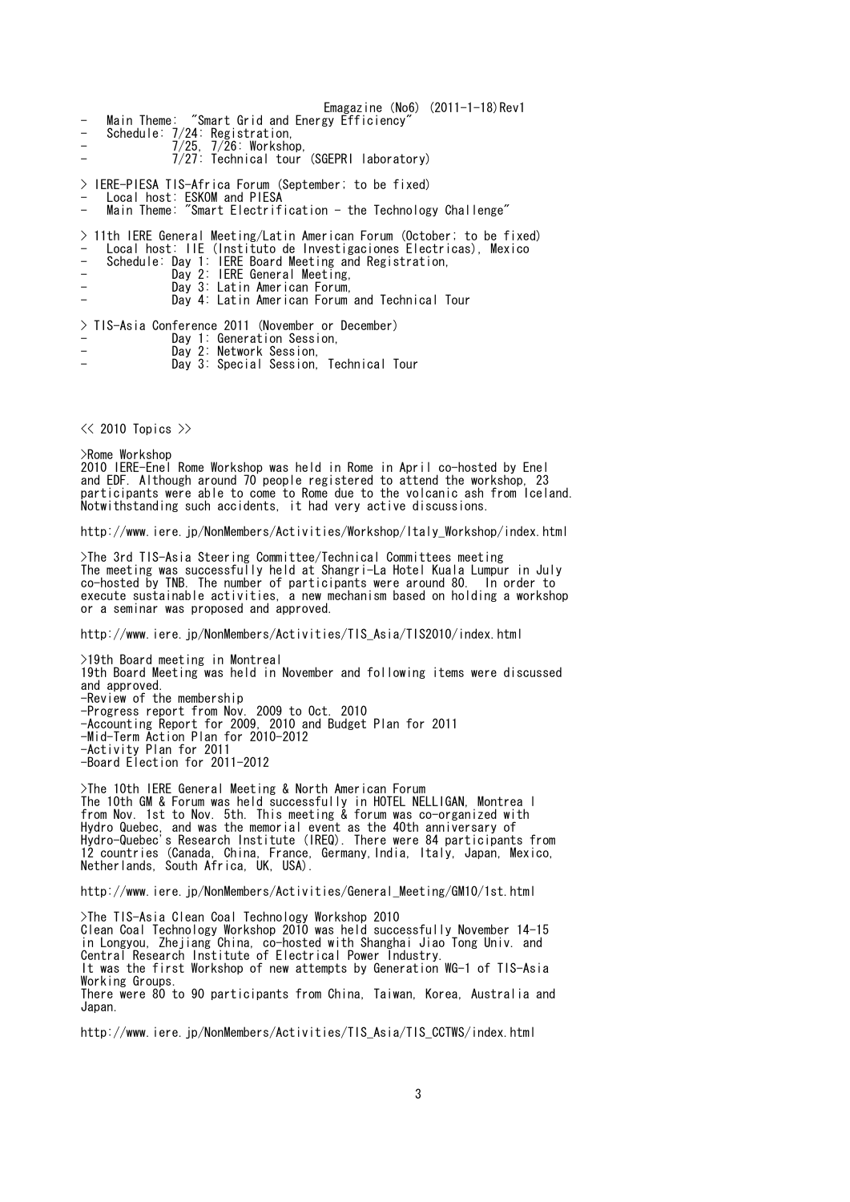- Main Theme: "Smart Grid and Energy Efficiency"
- Schedule: 7/24: Registration,
- 7/25, 7/26: Workshop,
- 7/27: Technical tour (SGEPRI laboratory)

> IERE-PIESA TIS-Africa Forum (September; to be fixed)
- Local host: ESKOM and PIESA
- Main Theme: "Smart Electrification - the Technology Challenge"

> 11th IERE General Meeting/Latin American Forum (October; to be fixed)
- Local host: IIE (Instituto de Investigaciones Electricas), Mexico
- Schedule: Day 1: IERE Board Meeting and Registration,
- Day 2: IERE General Meeting,
- Day 3: Latin American Forum,
- Day 4: Latin American Forum and Technical Tour

> TIS-Asia Conference 2011 (November or December)
- Day 1: Generation Session,
- Day 2: Network Session,
- Day 3: Special Session, Technical Tour

<< 2010 Topics >>

>Rome Workshop
2010 IERE-Enel Rome Workshop was held in Rome in April co-hosted by Enel and EDF. Although around 70 people registered to attend the workshop, 23 participants were able to come to Rome due to the volcanic ash from Iceland. Notwithstanding such accidents, it had very active discussions.

http://www.iere.jp/NonMembers/Activities/Workshop/Italy_Workshop/index.html

>The 3rd TIS-Asia Steering Committee/Technical Committees meeting
The meeting was successfully held at Shangri-La Hotel Kuala Lumpur in July co-hosted by TNB. The number of participants were around 80. In order to execute sustainable activities, a new mechanism based on holding a workshop or a seminar was proposed and approved.

http://www.iere.jp/NonMembers/Activities/TIS_Asia/TIS2010/index.html

>19th Board meeting in Montreal
19th Board Meeting was held in November and following items were discussed and approved.
-Review of the membership
-Progress report from Nov. 2009 to Oct. 2010
-Accounting Report for 2009, 2010 and Budget Plan for 2011
-Mid-Term Action Plan for 2010-2012
-Activity Plan for 2011
-Board Election for 2011-2012

>The 10th IERE General Meeting & North American Forum
The 10th GM & Forum was held successfully in HOTEL NELLIGAN, Montreal from Nov. 1st to Nov. 5th. This meeting & forum was co-organized with Hydro Quebec, and was the memorial event as the 40th anniversary of Hydro-Quebec's Research Institute (IREQ). There were 84 participants from 12 countries (Canada, China, France, Germany, India, Italy, Japan, Mexico, Netherlands, South Africa, UK, USA).

http://www.iere.jp/NonMembers/Activities/General_Meeting/GM10/1st.html

>The TIS-Asia Clean Coal Technology Workshop 2010
Clean Coal Technology Workshop 2010 was held successfully November 14-15 in Longyou, Zhejiang China, co-hosted with Shanghai Jiao Tong Univ. and Central Research Institute of Electrical Power Industry.
It was the first Workshop of new attempts by Generation WG-1 of TIS-Asia Working Groups.
There were 80 to 90 participants from China, Taiwan, Korea, Australia and Japan.

http://www.iere.jp/NonMembers/Activities/TIS_Asia/TIS_CCTWS/index.html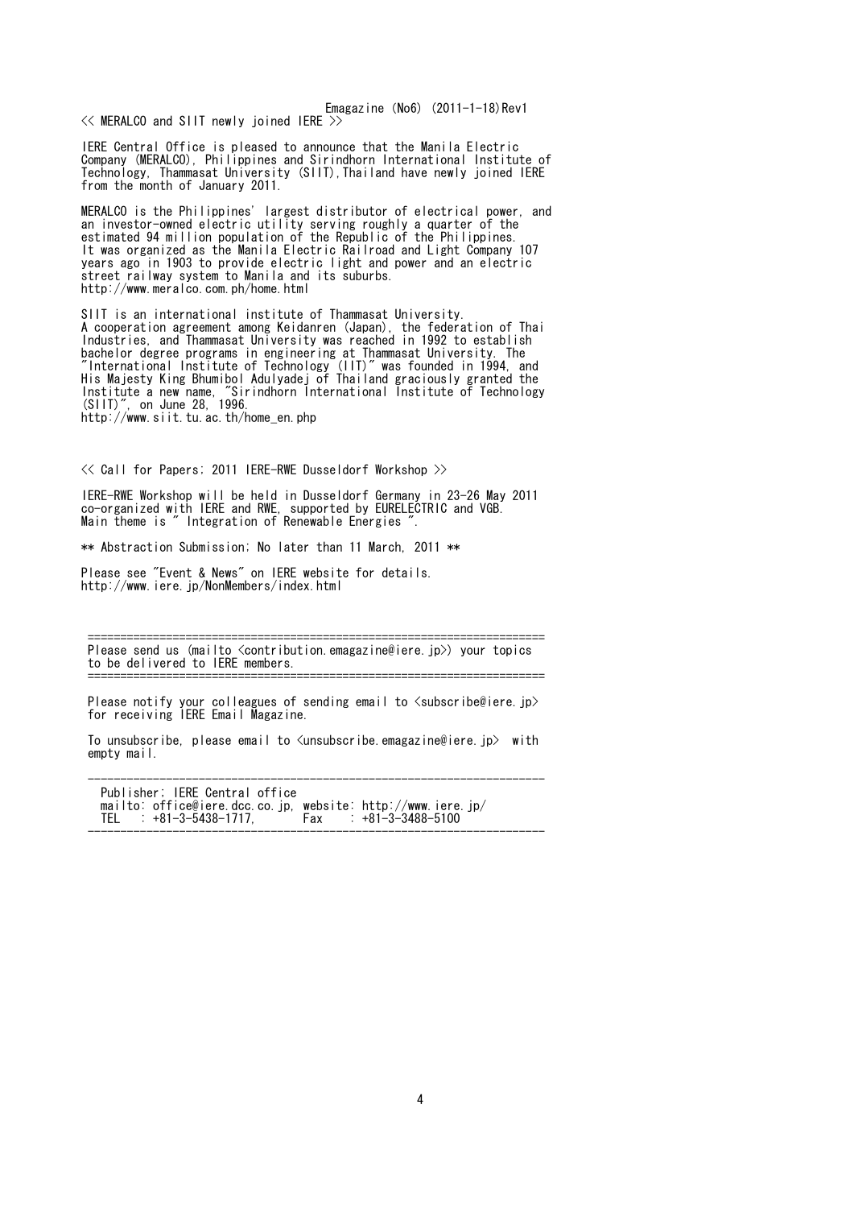Emagazine (No6) (2011-1-18)Rev1

<< MERALCO and SIIT newly joined IERE >>

IERE Central Office is pleased to announce that the Manila Electric Company (MERALCO), Philippines and Sirindhorn International Institute of Technology, Thammasat University (SIIT),Thailand have newly joined IERE from the month of January 2011.

MERALCO is the Philippines' largest distributor of electrical power, and an investor-owned electric utility serving roughly a quarter of the estimated 94 million population of the Republic of the Philippines.
It was organized as the Manila Electric Railroad and Light Company 107 years ago in 1903 to provide electric light and power and an electric street railway system to Manila and its suburbs.
http://www.meralco.com.ph/home.html

SIIT is an international institute of Thammasat University.
A cooperation agreement among Keidanren (Japan), the federation of Thai Industries, and Thammasat University was reached in 1992 to establish bachelor degree programs in engineering at Thammasat University. The "International Institute of Technology (IIT)" was founded in 1994, and His Majesty King Bhumibol Adulyadej of Thailand graciously granted the Institute a new name, "Sirindhorn International Institute of Technology (SIIT)", on June 28, 1996.
http://www.siit.tu.ac.th/home_en.php

<< Call for Papers; 2011 IERE-RWE Dusseldorf Workshop >>

IERE-RWE Workshop will be held in Dusseldorf Germany in 23-26 May 2011 co-organized with IERE and RWE, supported by EURELECTRIC and VGB.
Main theme is " Integration of Renewable Energies ".

** Abstraction Submission; No later than 11 March, 2011 **

Please see "Event & News" on IERE website for details.
http://www.iere.jp/NonMembers/index.html

=====================================================================

Please send us (mailto <contribution.emagazine@iere.jp>) your topics to be delivered to IERE members.

=====================================================================

Please notify your colleagues of sending email to <subscribe@iere.jp> for receiving IERE Email Magazine.

To unsubscribe, please email to <unsubscribe.emagazine@iere.jp> with empty mail.

---------------------------------------------------------------------

Publisher; IERE Central office
mailto: office@iere.dcc.co.jp, website: http://www.iere.jp/
TEL : +81-3-5438-1717, Fax : +81-3-3488-5100

---------------------------------------------------------------------